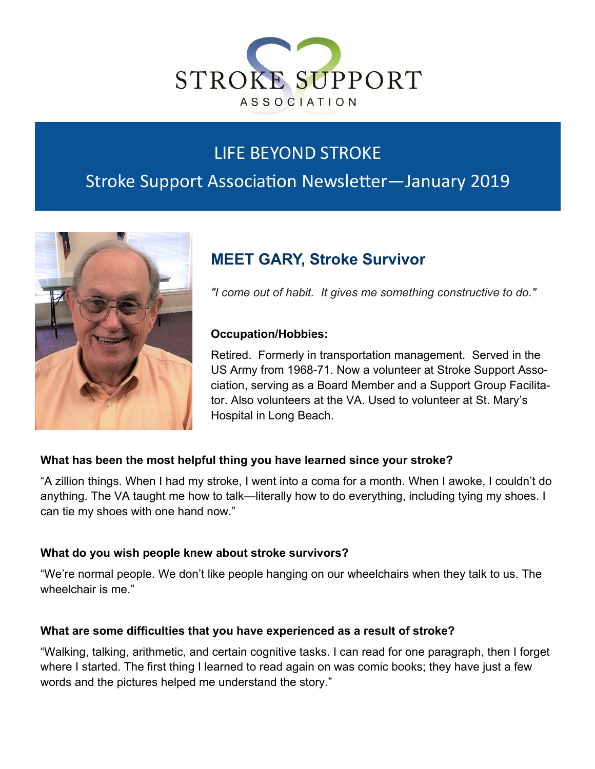STROKE SUPPORT
ASSOCIATION

# LIFE BEYOND STROKE

## Stroke Support Association Newsletter—January 2019

## MEET GARY, Stroke Survivor

*"I come out of habit. It gives me something constructive to do."*

**Occupation/Hobbies:**

Retired. Formerly in transportation management. Served in the US Army from 1968-71. Now a volunteer at Stroke Support Association, serving as a Board Member and a Support Group Facilitator. Also volunteers at the VA. Used to volunteer at St. Mary's Hospital in Long Beach.

**What has been the most helpful thing you have learned since your stroke?**

"A zillion things. When I had my stroke, I went into a coma for a month. When I awoke, I couldn't do anything. The VA taught me how to talk—literally how to do everything, including tying my shoes. I can tie my shoes with one hand now."

**What do you wish people knew about stroke survivors?**

"We're normal people. We don't like people hanging on our wheelchairs when they talk to us. The wheelchair is me."

**What are some difficulties that you have experienced as a result of stroke?**

"Walking, talking, arithmetic, and certain cognitive tasks. I can read for one paragraph, then I forget where I started. The first thing I learned to read again on was comic books; they have just a few words and the pictures helped me understand the story."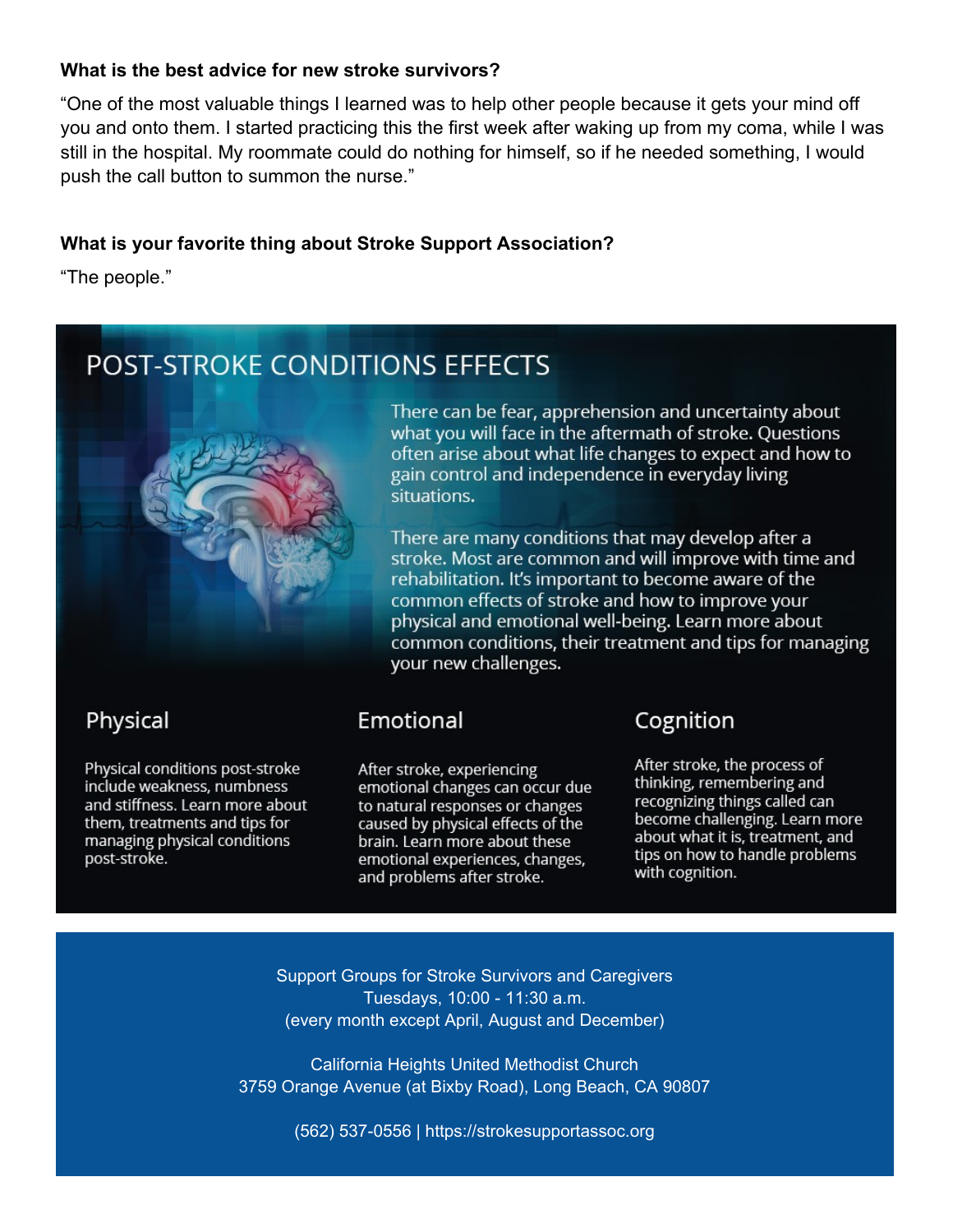**What is the best advice for new stroke survivors?**

"One of the most valuable things I learned was to help other people because it gets your mind off you and onto them. I started practicing this the first week after waking up from my coma, while I was still in the hospital. My roommate could do nothing for himself, so if he needed something, I would push the call button to summon the nurse."

**What is your favorite thing about Stroke Support Association?**

"The people."

## POST-STROKE CONDITIONS EFFECTS

There can be fear, apprehension and uncertainty about what you will face in the aftermath of stroke. Questions often arise about what life changes to expect and how to gain control and independence in everyday living situations.

There are many conditions that may develop after a stroke. Most are common and will improve with time and rehabilitation. It's important to become aware of the common effects of stroke and how to improve your physical and emotional well-being. Learn more about common conditions, their treatment and tips for managing your new challenges.

### Physical

Physical conditions post-stroke include weakness, numbness and stiffness. Learn more about them, treatments and tips for managing physical conditions post-stroke.

### Emotional

After stroke, experiencing emotional changes can occur due to natural responses or changes caused by physical effects of the brain. Learn more about these emotional experiences, changes, and problems after stroke.

### Cognition

After stroke, the process of thinking, remembering and recognizing things called can become challenging. Learn more about what it is, treatment, and tips on how to handle problems with cognition.

Support Groups for Stroke Survivors and Caregivers
Tuesdays, 10:00 - 11:30 a.m.
(every month except April, August and December)

California Heights United Methodist Church
3759 Orange Avenue (at Bixby Road), Long Beach, CA 90807

(562) 537-0556 | https://strokesupportassoc.org